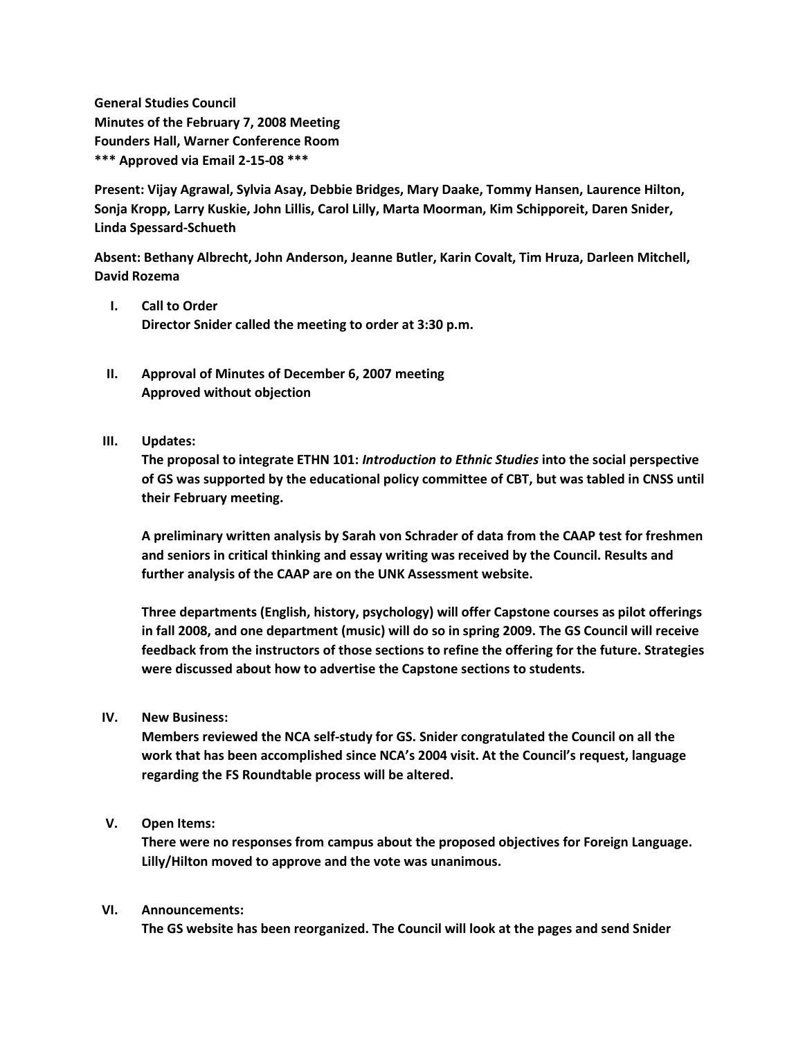**General Studies Council**
**Minutes of the February 7, 2008 Meeting**
**Founders Hall, Warner Conference Room**
**\*\*\* Approved via Email 2-15-08 \*\*\***

**Present: Vijay Agrawal, Sylvia Asay, Debbie Bridges, Mary Daake, Tommy Hansen, Laurence Hilton, Sonja Kropp, Larry Kuskie, John Lillis, Carol Lilly, Marta Moorman, Kim Schipporeit, Daren Snider, Linda Spessard-Schueth**

**Absent: Bethany Albrecht, John Anderson, Jeanne Butler, Karin Covalt, Tim Hruza, Darleen Mitchell, David Rozema**

I. **Call to Order**
   **Director Snider called the meeting to order at 3:30 p.m.**

II. **Approval of Minutes of December 6, 2007 meeting**
   **Approved without objection**

III. **Updates:**
   **The proposal to integrate ETHN 101: *Introduction to Ethnic Studies* into the social perspective of GS was supported by the educational policy committee of CBT, but was tabled in CNSS until their February meeting.**

   **A preliminary written analysis by Sarah von Schrader of data from the CAAP test for freshmen and seniors in critical thinking and essay writing was received by the Council. Results and further analysis of the CAAP are on the UNK Assessment website.**

   **Three departments (English, history, psychology) will offer Capstone courses as pilot offerings in fall 2008, and one department (music) will do so in spring 2009. The GS Council will receive feedback from the instructors of those sections to refine the offering for the future. Strategies were discussed about how to advertise the Capstone sections to students.**

IV. **New Business:**
   **Members reviewed the NCA self-study for GS. Snider congratulated the Council on all the work that has been accomplished since NCA's 2004 visit. At the Council's request, language regarding the FS Roundtable process will be altered.**

V. **Open Items:**
   **There were no responses from campus about the proposed objectives for Foreign Language. Lilly/Hilton moved to approve and the vote was unanimous.**

VI. **Announcements:**
   **The GS website has been reorganized. The Council will look at the pages and send Snider**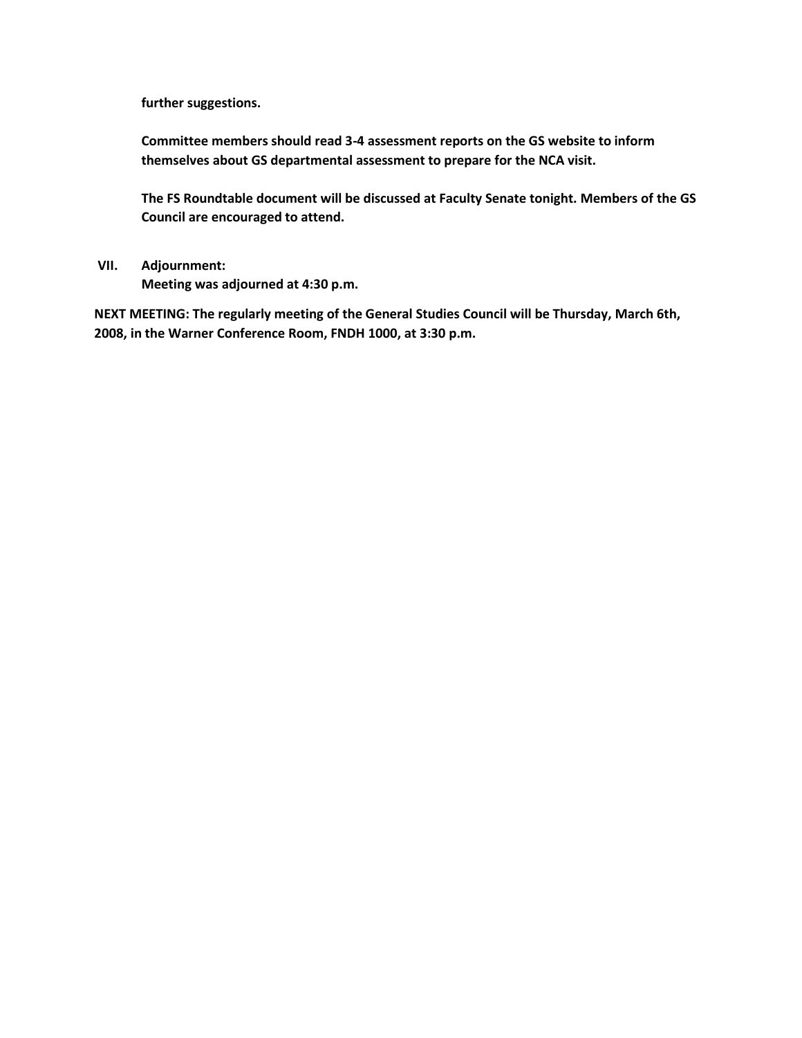**further suggestions.**

**Committee members should read 3-4 assessment reports on the GS website to inform themselves about GS departmental assessment to prepare for the NCA visit.**

**The FS Roundtable document will be discussed at Faculty Senate tonight. Members of the GS Council are encouraged to attend.**

**VII. Adjournment:**
**Meeting was adjourned at 4:30 p.m.**

**NEXT MEETING: The regularly meeting of the General Studies Council will be Thursday, March 6th, 2008, in the Warner Conference Room, FNDH 1000, at 3:30 p.m.**